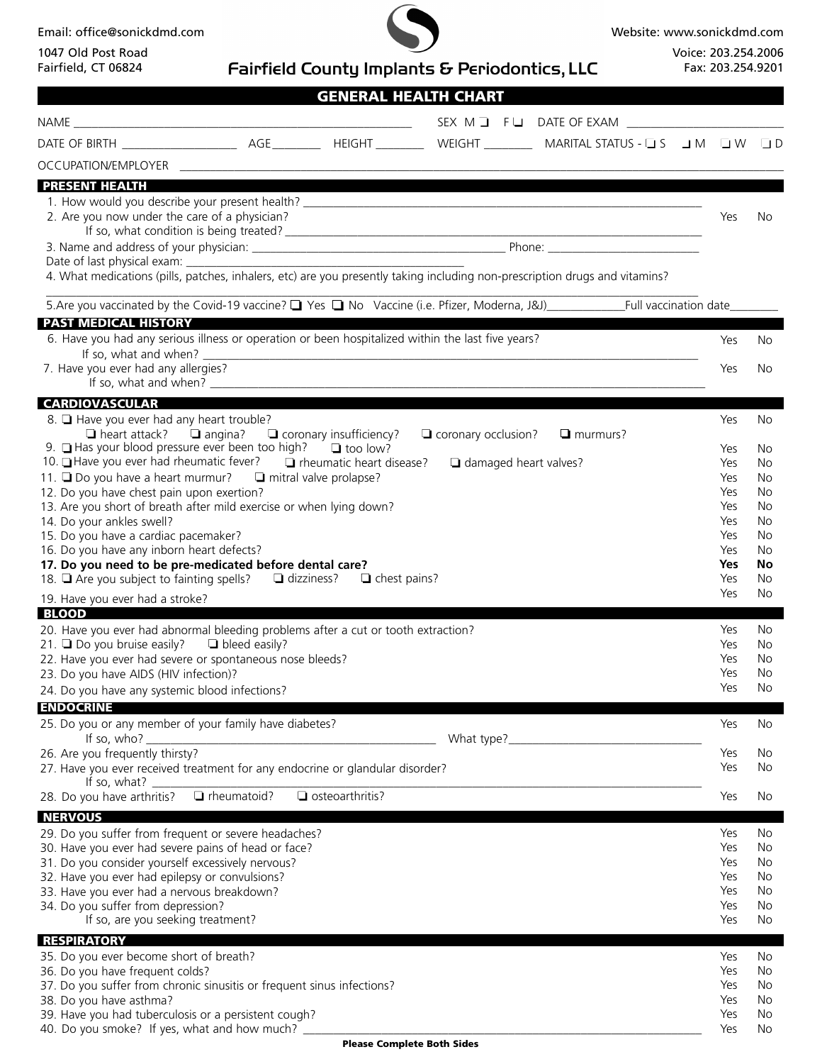Email: office@sonickdmd.com

1047 Old Post Road
Fairfield, CT 06824

# Fairfield County Implants & Periodontics, LLC

Website: www.sonickdmd.com

Voice: 203.254.2006
Fax: 203.254.9201

## GENERAL HEALTH CHART

NAME ______________________________ SEX M ❑ F ❑ DATE OF EXAM ______________

DATE OF BIRTH ______________ AGE ________ HEIGHT ________ WEIGHT ________ MARITAL STATUS - ❑ S ❑ M ❑ W ❑ D

OCCUPATION/EMPLOYER ______________________________

### PRESENT HEALTH

1. How would you describe your present health? ______________________________
2. Are you now under the care of a physician? Yes No
   If so, what condition is being treated? ______________________________
3. Name and address of your physician: ______________________________ Phone: ______________
   Date of last physical exam: ______________________________
4. What medications (pills, patches, inhalers, etc) are you presently taking including non-prescription drugs and vitamins?
   ______________________________
5. Are you vaccinated by the Covid-19 vaccine? ❑ Yes ❑ No Vaccine (i.e. Pfizer, Moderna, J&J)____________Full vaccination date________

### PAST MEDICAL HISTORY

6. Have you had any serious illness or operation or been hospitalized within the last five years? Yes No
   If so, what and when? ______________________________
7. Have you ever had any allergies? Yes No
   If so, what and when? ______________________________

### CARDIOVASCULAR

8. ❑ Have you ever had any heart trouble? Yes No
   ❑ heart attack? ❑ angina? ❑ coronary insufficiency? ❑ coronary occlusion? ❑ murmurs?
9. ❑ Has your blood pressure ever been too high? ❑ too low? Yes No
10. ❑ Have you ever had rheumatic fever? ❑ rheumatic heart disease? ❑ damaged heart valves? Yes No
11. ❑ Do you have a heart murmur? ❑ mitral valve prolapse? Yes No
12. Do you have chest pain upon exertion? Yes No
13. Are you short of breath after mild exercise or when lying down? Yes No
14. Do your ankles swell? Yes No
15. Do you have a cardiac pacemaker? Yes No
16. Do you have any inborn heart defects? Yes No
17. **Do you need to be pre-medicated before dental care? Yes No**
18. ❑ Are you subject to fainting spells? ❑ dizziness? ❑ chest pains? Yes No
19. Have you ever had a stroke? Yes No

### BLOOD

20. Have you ever had abnormal bleeding problems after a cut or tooth extraction? Yes No
21. ❑ Do you bruise easily? ❑ bleed easily? Yes No
22. Have you ever had severe or spontaneous nose bleeds? Yes No
23. Do you have AIDS (HIV infection)? Yes No
24. Do you have any systemic blood infections? Yes No

### ENDOCRINE

25. Do you or any member of your family have diabetes? Yes No
    If so, who? ______________________________ What type?______________________________
26. Are you frequently thirsty? Yes No
27. Have you ever received treatment for any endocrine or glandular disorder? Yes No
    If so, what? ______________________________
28. Do you have arthritis? ❑ rheumatoid? ❑ osteoarthritis? Yes No

### NERVOUS

29. Do you suffer from frequent or severe headaches? Yes No
30. Have you ever had severe pains of head or face? Yes No
31. Do you consider yourself excessively nervous? Yes No
32. Have you ever had epilepsy or convulsions? Yes No
33. Have you ever had a nervous breakdown? Yes No
34. Do you suffer from depression? Yes No
    If so, are you seeking treatment? Yes No

### RESPIRATORY

35. Do you ever become short of breath? Yes No
36. Do you have frequent colds? Yes No
37. Do you suffer from chronic sinusitis or frequent sinus infections? Yes No
38. Do you have asthma? Yes No
39. Have you had tuberculosis or a persistent cough? Yes No
40. Do you smoke? If yes, what and how much? ______________________________ Yes No

**Please Complete Both Sides**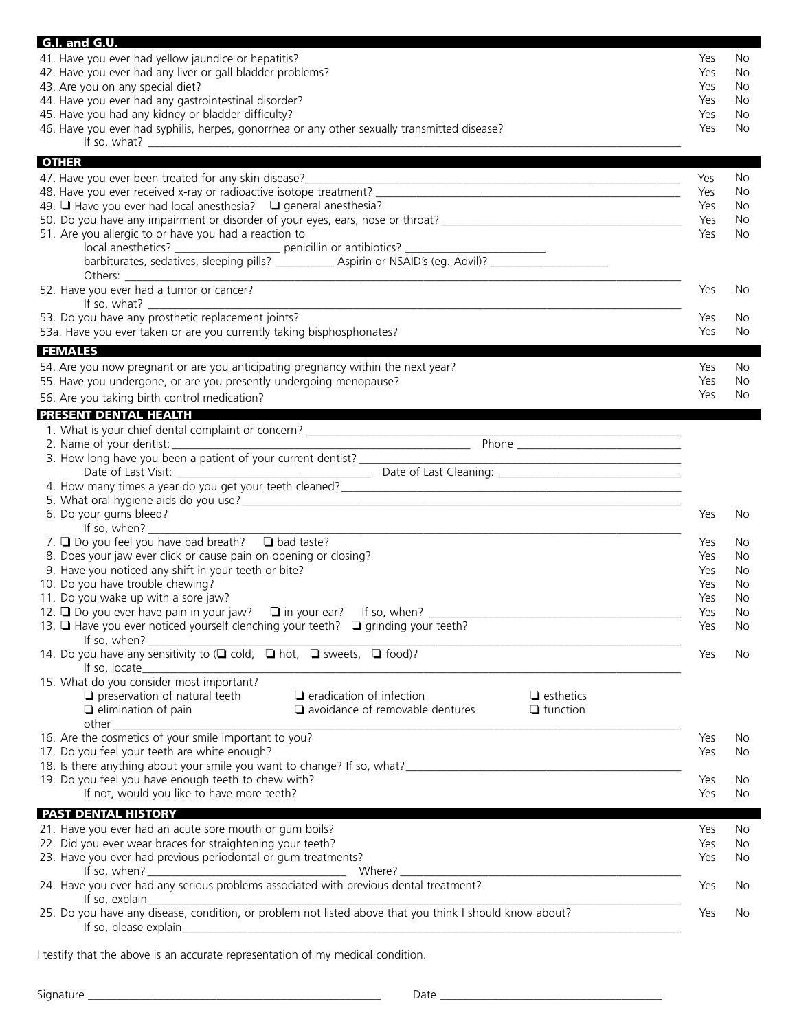## G.I. and G.U.

41. Have you ever had yellow jaundice or hepatitis? Yes No
42. Have you ever had any liver or gall bladder problems? Yes No
43. Are you on any special diet? Yes No
44. Have you ever had any gastrointestinal disorder? Yes No
45. Have you had any kidney or bladder difficulty? Yes No
46. Have you ever had syphilis, herpes, gonorrhea or any other sexually transmitted disease? Yes No
    If so, what? ____________________

## OTHER

47. Have you ever been treated for any skin disease?____________________ Yes No
48. Have you ever received x-ray or radioactive isotope treatment? ____________________ Yes No
49. ❑ Have you ever had local anesthesia? ❑ general anesthesia? Yes No
50. Do you have any impairment or disorder of your eyes, ears, nose or throat? ____________________ Yes No
51. Are you allergic to or have you had a reaction to Yes No
    local anesthetics? __________ penicillin or antibiotics? __________
    barbiturates, sedatives, sleeping pills? __________ Aspirin or NSAID's (eg. Advil)? __________
    Others: ____________________
52. Have you ever had a tumor or cancer? Yes No
    If so, what? ____________________
53. Do you have any prosthetic replacement joints? Yes No

53a. Have you ever taken or are you currently taking bisphosphonates? Yes No

## FEMALES

54. Are you now pregnant or are you anticipating pregnancy within the next year? Yes No
55. Have you undergone, or are you presently undergoing menopause? Yes No
56. Are you taking birth control medication? Yes No

## PRESENT DENTAL HEALTH

1. What is your chief dental complaint or concern? ____________________
2. Name of your dentist: ____________________ Phone ____________________
3. How long have you been a patient of your current dentist? ____________________
   Date of Last Visit: ____________________ Date of Last Cleaning: ____________________
4. How many times a year do you get your teeth cleaned?____________________
5. What oral hygiene aids do you use?____________________
6. Do your gums bleed? Yes No
   If so, when? ____________________
7. ❑ Do you feel you have bad breath? ❑ bad taste? Yes No
8. Does your jaw ever click or cause pain on opening or closing? Yes No
9. Have you noticed any shift in your teeth or bite? Yes No
10. Do you have trouble chewing? Yes No
11. Do you wake up with a sore jaw? Yes No
12. ❑ Do you ever have pain in your jaw? ❑ in your ear? If so, when? ____________________ Yes No
13. ❑ Have you ever noticed yourself clenching your teeth? ❑ grinding your teeth? Yes No
    If so, when? ____________________
14. Do you have any sensitivity to (❑ cold, ❑ hot, ❑ sweets, ❑ food)? Yes No
    If so, locate____________________
15. What do you consider most important?
    ❑ preservation of natural teeth ❑ eradication of infection ❑ esthetics
    ❑ elimination of pain ❑ avoidance of removable dentures ❑ function
    other ____________________
16. Are the cosmetics of your smile important to you? Yes No
17. Do you feel your teeth are white enough? Yes No
18. Is there anything about your smile you want to change? If so, what?____________________
19. Do you feel you have enough teeth to chew with? Yes No
    If not, would you like to have more teeth? Yes No

## PAST DENTAL HISTORY

21. Have you ever had an acute sore mouth or gum boils? Yes No
22. Did you ever wear braces for straightening your teeth? Yes No
23. Have you ever had previous periodontal or gum treatments? Yes No
    If so, when? ____________________ Where? ____________________
24. Have you ever had any serious problems associated with previous dental treatment? Yes No
    If so, explain____________________
25. Do you have any disease, condition, or problem not listed above that you think I should know about? Yes No
    If so, please explain____________________

I testify that the above is an accurate representation of my medical condition.

Signature ____________________ Date ____________________